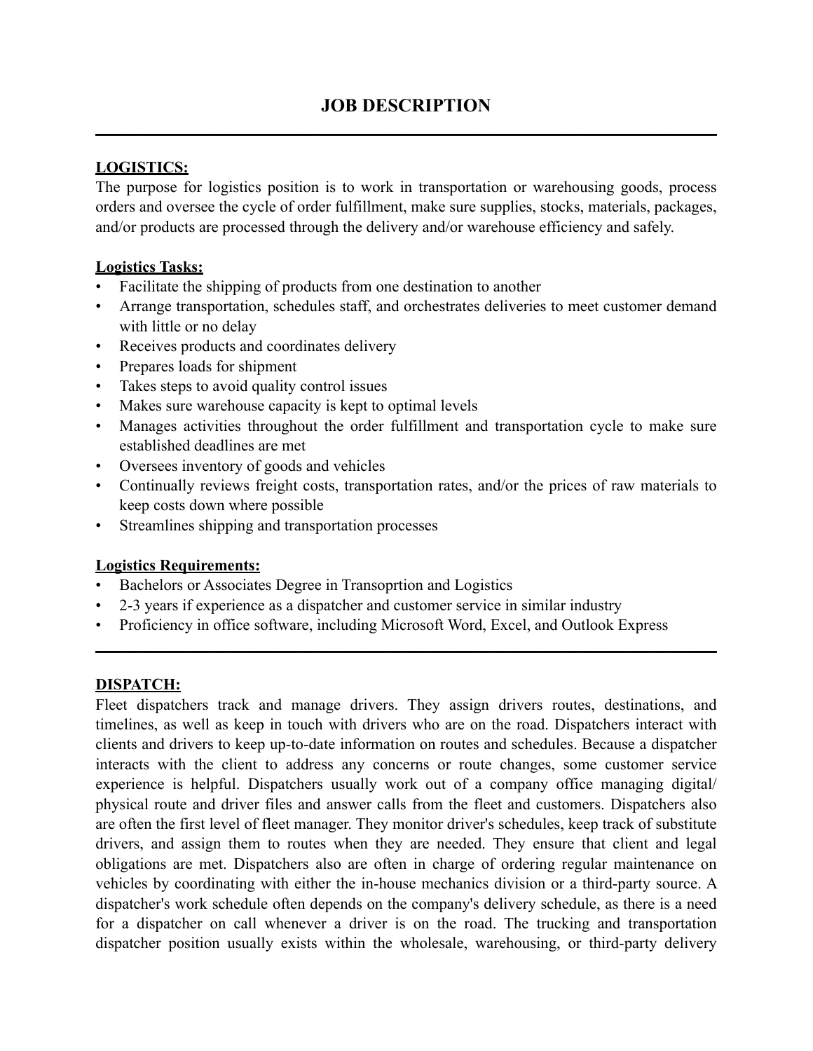# JOB DESCRIPTION

---

**LOGISTICS:**

The purpose for logistics position is to work in transportation or warehousing goods, process orders and oversee the cycle of order fulfillment, make sure supplies, stocks, materials, packages, and/or products are processed through the delivery and/or warehouse efficiency and safely.

**Logistics Tasks:**

- Facilitate the shipping of products from one destination to another
- Arrange transportation, schedules staff, and orchestrates deliveries to meet customer demand with little or no delay
- Receives products and coordinates delivery
- Prepares loads for shipment
- Takes steps to avoid quality control issues
- Makes sure warehouse capacity is kept to optimal levels
- Manages activities throughout the order fulfillment and transportation cycle to make sure established deadlines are met
- Oversees inventory of goods and vehicles
- Continually reviews freight costs, transportation rates, and/or the prices of raw materials to keep costs down where possible
- Streamlines shipping and transportation processes

**Logistics Requirements:**

- Bachelors or Associates Degree in Transoprtion and Logistics
- 2-3 years if experience as a dispatcher and customer service in similar industry
- Proficiency in office software, including Microsoft Word, Excel, and Outlook Express

---

**DISPATCH:**

Fleet dispatchers track and manage drivers. They assign drivers routes, destinations, and timelines, as well as keep in touch with drivers who are on the road. Dispatchers interact with clients and drivers to keep up-to-date information on routes and schedules. Because a dispatcher interacts with the client to address any concerns or route changes, some customer service experience is helpful. Dispatchers usually work out of a company office managing digital/ physical route and driver files and answer calls from the fleet and customers. Dispatchers also are often the first level of fleet manager. They monitor driver's schedules, keep track of substitute drivers, and assign them to routes when they are needed. They ensure that client and legal obligations are met. Dispatchers also are often in charge of ordering regular maintenance on vehicles by coordinating with either the in-house mechanics division or a third-party source. A dispatcher's work schedule often depends on the company's delivery schedule, as there is a need for a dispatcher on call whenever a driver is on the road. The trucking and transportation dispatcher position usually exists within the wholesale, warehousing, or third-party delivery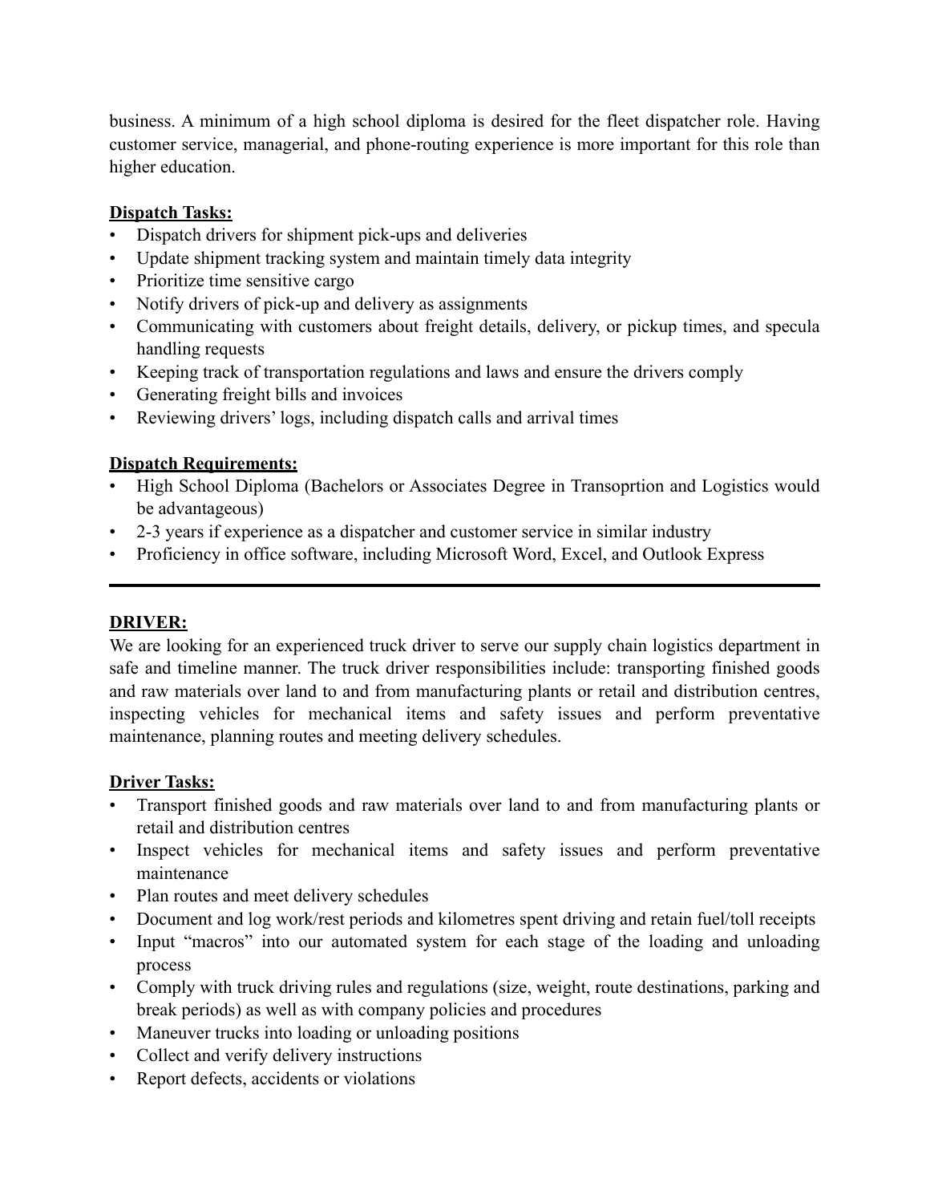business. A minimum of a high school diploma is desired for the fleet dispatcher role. Having customer service, managerial, and phone-routing experience is more important for this role than higher education.

**Dispatch Tasks:**

- Dispatch drivers for shipment pick-ups and deliveries
- Update shipment tracking system and maintain timely data integrity
- Prioritize time sensitive cargo
- Notify drivers of pick-up and delivery as assignments
- Communicating with customers about freight details, delivery, or pickup times, and specula handling requests
- Keeping track of transportation regulations and laws and ensure the drivers comply
- Generating freight bills and invoices
- Reviewing drivers' logs, including dispatch calls and arrival times

**Dispatch Requirements:**

- High School Diploma (Bachelors or Associates Degree in Transoprtion and Logistics would be advantageous)
- 2-3 years if experience as a dispatcher and customer service in similar industry
- Proficiency in office software, including Microsoft Word, Excel, and Outlook Express

---

**DRIVER:**

We are looking for an experienced truck driver to serve our supply chain logistics department in safe and timeline manner. The truck driver responsibilities include: transporting finished goods and raw materials over land to and from manufacturing plants or retail and distribution centres, inspecting vehicles for mechanical items and safety issues and perform preventative maintenance, planning routes and meeting delivery schedules.

**Driver Tasks:**

- Transport finished goods and raw materials over land to and from manufacturing plants or retail and distribution centres
- Inspect vehicles for mechanical items and safety issues and perform preventative maintenance
- Plan routes and meet delivery schedules
- Document and log work/rest periods and kilometres spent driving and retain fuel/toll receipts
- Input "macros" into our automated system for each stage of the loading and unloading process
- Comply with truck driving rules and regulations (size, weight, route destinations, parking and break periods) as well as with company policies and procedures
- Maneuver trucks into loading or unloading positions
- Collect and verify delivery instructions
- Report defects, accidents or violations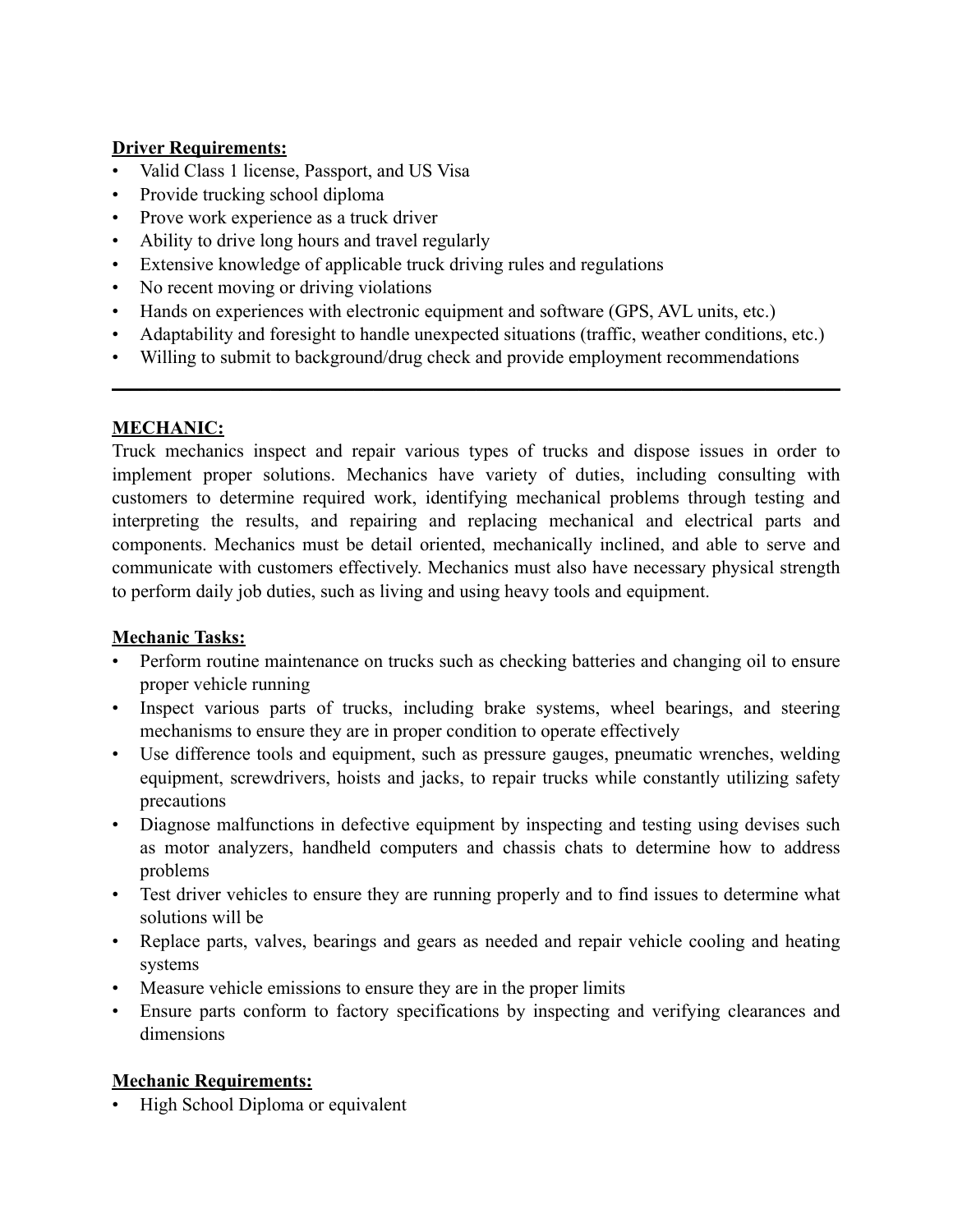**Driver Requirements:**

- Valid Class 1 license, Passport, and US Visa
- Provide trucking school diploma
- Prove work experience as a truck driver
- Ability to drive long hours and travel regularly
- Extensive knowledge of applicable truck driving rules and regulations
- No recent moving or driving violations
- Hands on experiences with electronic equipment and software (GPS, AVL units, etc.)
- Adaptability and foresight to handle unexpected situations (traffic, weather conditions, etc.)
- Willing to submit to background/drug check and provide employment recommendations

---

**MECHANIC:**

Truck mechanics inspect and repair various types of trucks and dispose issues in order to implement proper solutions. Mechanics have variety of duties, including consulting with customers to determine required work, identifying mechanical problems through testing and interpreting the results, and repairing and replacing mechanical and electrical parts and components. Mechanics must be detail oriented, mechanically inclined, and able to serve and communicate with customers effectively. Mechanics must also have necessary physical strength to perform daily job duties, such as living and using heavy tools and equipment.

**Mechanic Tasks:**

- Perform routine maintenance on trucks such as checking batteries and changing oil to ensure proper vehicle running
- Inspect various parts of trucks, including brake systems, wheel bearings, and steering mechanisms to ensure they are in proper condition to operate effectively
- Use difference tools and equipment, such as pressure gauges, pneumatic wrenches, welding equipment, screwdrivers, hoists and jacks, to repair trucks while constantly utilizing safety precautions
- Diagnose malfunctions in defective equipment by inspecting and testing using devises such as motor analyzers, handheld computers and chassis chats to determine how to address problems
- Test driver vehicles to ensure they are running properly and to find issues to determine what solutions will be
- Replace parts, valves, bearings and gears as needed and repair vehicle cooling and heating systems
- Measure vehicle emissions to ensure they are in the proper limits
- Ensure parts conform to factory specifications by inspecting and verifying clearances and dimensions

**Mechanic Requirements:**

- High School Diploma or equivalent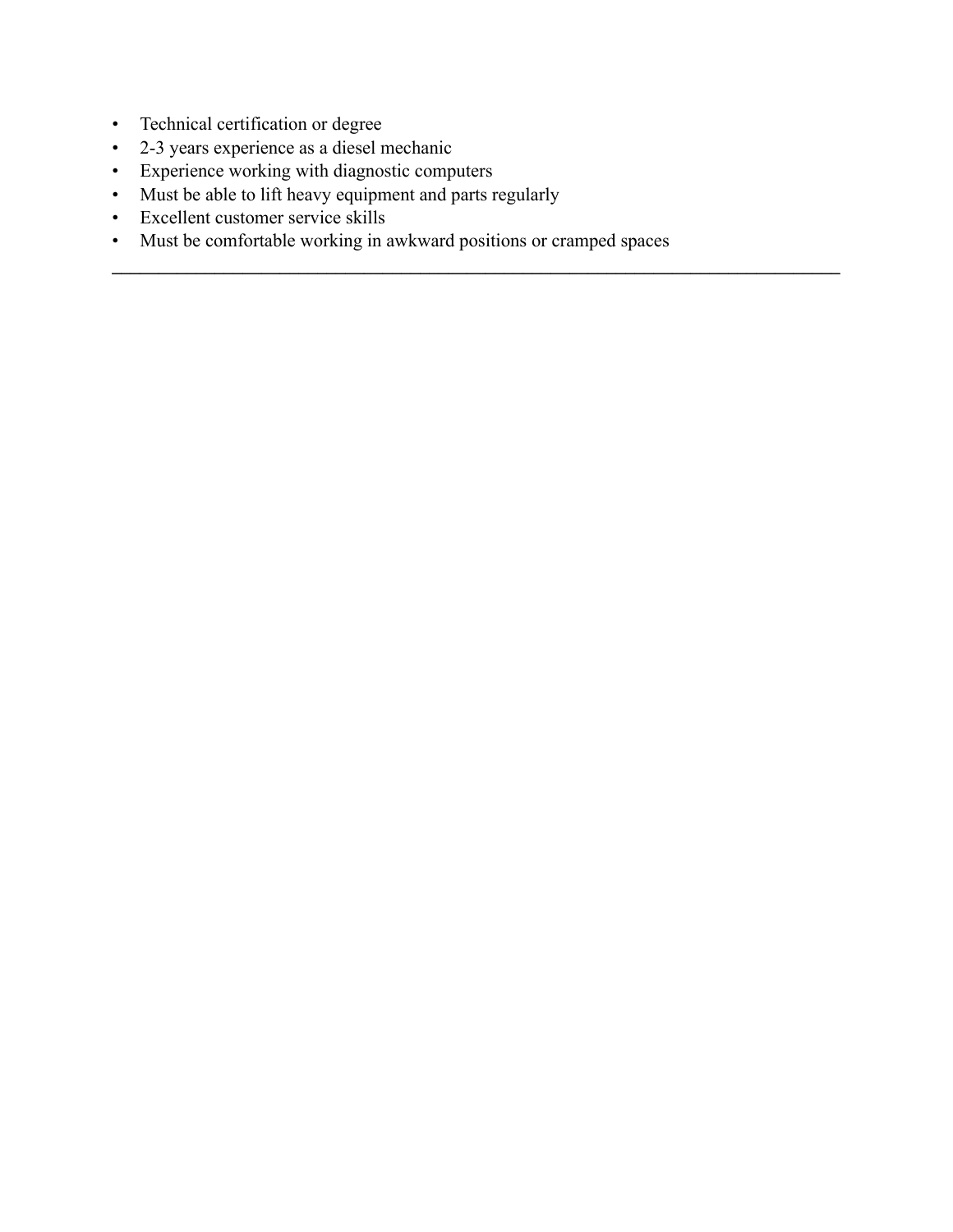- Technical certification or degree
- 2-3 years experience as a diesel mechanic
- Experience working with diagnostic computers
- Must be able to lift heavy equipment and parts regularly
- Excellent customer service skills
- Must be comfortable working in awkward positions or cramped spaces

---